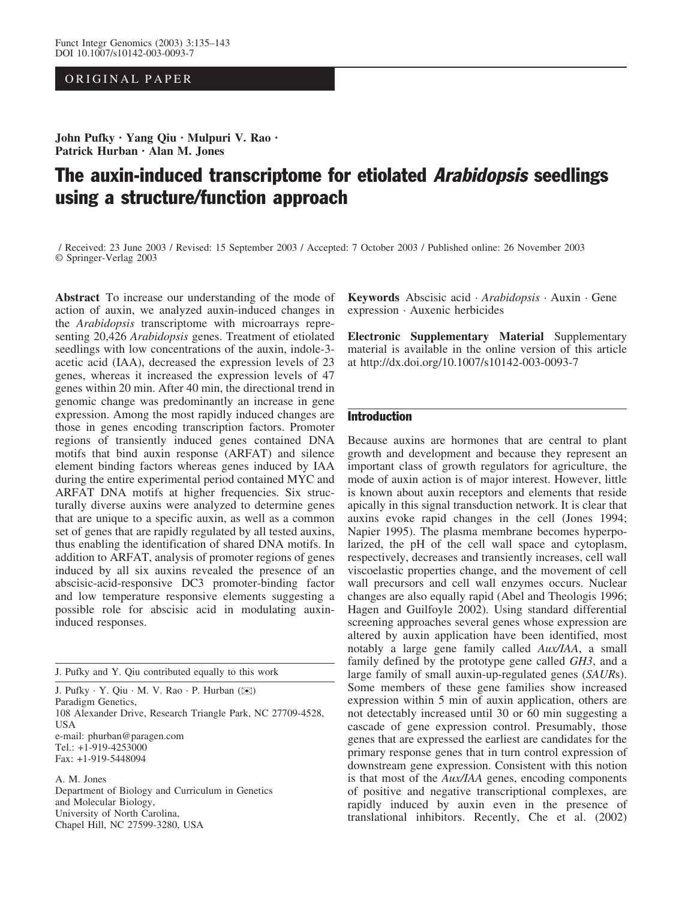ORIGINAL PAPER

**John Pufky · Yang Qiu · Mulpuri V. Rao · Patrick Hurban · Alan M. Jones**

# The auxin-induced transcriptome for etiolated *Arabidopsis* seedlings using a structure/function approach

/ Received: 23 June 2003 / Revised: 15 September 2003 / Accepted: 7 October 2003 / Published online: 26 November 2003
© Springer-Verlag 2003

**Abstract** To increase our understanding of the mode of action of auxin, we analyzed auxin-induced changes in the *Arabidopsis* transcriptome with microarrays representing 20,426 *Arabidopsis* genes. Treatment of etiolated seedlings with low concentrations of the auxin, indole-3-acetic acid (IAA), decreased the expression levels of 23 genes, whereas it increased the expression levels of 47 genes within 20 min. After 40 min, the directional trend in genomic change was predominantly an increase in gene expression. Among the most rapidly induced changes are those in genes encoding transcription factors. Promoter regions of transiently induced genes contained DNA motifs that bind auxin response (ARFAT) and silence element binding factors whereas genes induced by IAA during the entire experimental period contained MYC and ARFAT DNA motifs at higher frequencies. Six structurally diverse auxins were analyzed to determine genes that are unique to a specific auxin, as well as a common set of genes that are rapidly regulated by all tested auxins, thus enabling the identification of shared DNA motifs. In addition to ARFAT, analysis of promoter regions of genes induced by all six auxins revealed the presence of an abscisic-acid-responsive DC3 promoter-binding factor and low temperature responsive elements suggesting a possible role for abscisic acid in modulating auxin-induced responses.

J. Pufky and Y. Qiu contributed equally to this work

J. Pufky · Y. Qiu · M. V. Rao · P. Hurban (✉)
Paradigm Genetics,
108 Alexander Drive, Research Triangle Park, NC 27709-4528, USA
e-mail: phurban@paragen.com
Tel.: +1-919-4253000
Fax: +1-919-5448094

A. M. Jones
Department of Biology and Curriculum in Genetics and Molecular Biology,
University of North Carolina,
Chapel Hill, NC 27599-3280, USA

**Keywords** Abscisic acid · *Arabidopsis* · Auxin · Gene expression · Auxenic herbicides

**Electronic Supplementary Material** Supplementary material is available in the online version of this article at http://dx.doi.org/10.1007/s10142-003-0093-7

## Introduction

Because auxins are hormones that are central to plant growth and development and because they represent an important class of growth regulators for agriculture, the mode of auxin action is of major interest. However, little is known about auxin receptors and elements that reside apically in this signal transduction network. It is clear that auxins evoke rapid changes in the cell (Jones 1994; Napier 1995). The plasma membrane becomes hyperpolarized, the pH of the cell wall space and cytoplasm, respectively, decreases and transiently increases, cell wall viscoelastic properties change, and the movement of cell wall precursors and cell wall enzymes occurs. Nuclear changes are also equally rapid (Abel and Theologis 1996; Hagen and Guilfoyle 2002). Using standard differential screening approaches several genes whose expression are altered by auxin application have been identified, most notably a large gene family called *Aux/IAA*, a small family defined by the prototype gene called *GH3*, and a large family of small auxin-up-regulated genes (*SAUR*s). Some members of these gene families show increased expression within 5 min of auxin application, others are not detectably increased until 30 or 60 min suggesting a cascade of gene expression control. Presumably, those genes that are expressed the earliest are candidates for the primary response genes that in turn control expression of downstream gene expression. Consistent with this notion is that most of the *Aux/IAA* genes, encoding components of positive and negative transcriptional complexes, are rapidly induced by auxin even in the presence of translational inhibitors. Recently, Che et al. (2002)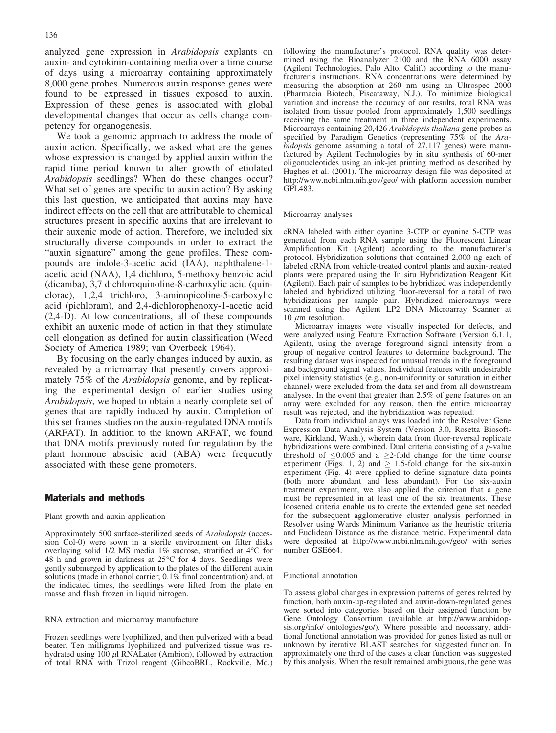analyzed gene expression in *Arabidopsis* explants on auxin- and cytokinin-containing media over a time course of days using a microarray containing approximately 8,000 gene probes. Numerous auxin response genes were found to be expressed in tissues exposed to auxin. Expression of these genes is associated with global developmental changes that occur as cells change competency for organogenesis.

We took a genomic approach to address the mode of auxin action. Specifically, we asked what are the genes whose expression is changed by applied auxin within the rapid time period known to alter growth of etiolated *Arabidopsis* seedlings? When do these changes occur? What set of genes are specific to auxin action? By asking this last question, we anticipated that auxins may have indirect effects on the cell that are attributable to chemical structures present in specific auxins that are irrelevant to their auxenic mode of action. Therefore, we included six structurally diverse compounds in order to extract the "auxin signature" among the gene profiles. These compounds are indole-3-acetic acid (IAA), naphthalene-1-acetic acid (NAA), 1,4 dichloro, 5-methoxy benzoic acid (dicamba), 3,7 dichloroquinoline-8-carboxylic acid (quinclorac), 1,2,4 trichloro, 3-aminopicoline-5-carboxylic acid (pichloram), and 2,4-dichlorophenoxy-1-acetic acid (2,4-D). At low concentrations, all of these compounds exhibit an auxenic mode of action in that they stimulate cell elongation as defined for auxin classification (Weed Society of America 1989; van Overbeek 1964).

By focusing on the early changes induced by auxin, as revealed by a microarray that presently covers approximately 75% of the *Arabidopsis* genome, and by replicating the experimental design of earlier studies using *Arabidopsis*, we hoped to obtain a nearly complete set of genes that are rapidly induced by auxin. Completion of this set frames studies on the auxin-regulated DNA motifs (ARFAT). In addition to the known ARFAT, we found that DNA motifs previously noted for regulation by the plant hormone abscisic acid (ABA) were frequently associated with these gene promoters.

## Materials and methods

### Plant growth and auxin application

Approximately 500 surface-sterilized seeds of *Arabidopsis* (accession Col-0) were sown in a sterile environment on filter disks overlaying solid 1/2 MS media 1% sucrose, stratified at 4°C for 48 h and grown in darkness at 25°C for 4 days. Seedlings were gently submerged by application to the plates of the different auxin solutions (made in ethanol carrier; 0.1% final concentration) and, at the indicated times, the seedlings were lifted from the plate en masse and flash frozen in liquid nitrogen.

### RNA extraction and microarray manufacture

Frozen seedlings were lyophilized, and then pulverized with a bead beater. Ten milligrams lyophilized and pulverized tissue was rehydrated using 100 $\mu$l RNALater (Ambion), followed by extraction of total RNA with Trizol reagent (GibcoBRL, Rockville, Md.) following the manufacturer's protocol. RNA quality was determined using the Bioanalyzer 2100 and the RNA 6000 assay (Agilent Technologies, Palo Alto, Calif.) according to the manufacturer's instructions. RNA concentrations were determined by measuring the absorption at 260 nm using an Ultrospec 2000 (Pharmacia Biotech, Piscataway, N.J.). To minimize biological variation and increase the accuracy of our results, total RNA was isolated from tissue pooled from approximately 1,500 seedlings receiving the same treatment in three independent experiments. Microarrays containing 20,426 *Arabidopsis thaliana* gene probes as specified by Paradigm Genetics (representing 75% of the *Arabidopsis* genome assuming a total of 27,117 genes) were manufactured by Agilent Technologies by in situ synthesis of 60-mer oligonucleotides using an ink-jet printing method as described by Hughes et al. (2001). The microarray design file was deposited at http://www.ncbi.nlm.nih.gov/geo/ with platform accession number GPL483.

### Microarray analyses

cRNA labeled with either cyanine 3-CTP or cyanine 5-CTP was generated from each RNA sample using the Fluorescent Linear Amplification Kit (Agilent) according to the manufacturer's protocol. Hybridization solutions that contained 2,000 ng each of labeled cRNA from vehicle-treated control plants and auxin-treated plants were prepared using the In situ Hybridization Reagent Kit (Agilent). Each pair of samples to be hybridized was independently labeled and hybridized utilizing fluor-reversal for a total of two hybridizations per sample pair. Hybridized microarrays were scanned using the Agilent LP2 DNA Microarray Scanner at 10 $\mu$m resolution.

Microarray images were visually inspected for defects, and were analyzed using Feature Extraction Software (Version 6.1.1, Agilent), using the average foreground signal intensity from a group of negative control features to determine background. The resulting dataset was inspected for unusual trends in the foreground and background signal values. Individual features with undesirable pixel intensity statistics (e.g., non-uniformity or saturation in either channel) were excluded from the data set and from all downstream analyses. In the event that greater than 2.5% of gene features on an array were excluded for any reason, then the entire microarray result was rejected, and the hybridization was repeated.

Data from individual arrays was loaded into the Resolver Gene Expression Data Analysis System (Version 3.0, Rosetta Biosoftware, Kirkland, Wash.), wherein data from fluor-reversal replicate hybridizations were combined. Dual criteria consisting of a $p$-value threshold of $\leq 0.005$ and a $\geq 2$-fold change for the time course experiment (Figs. 1, 2) and $\geq 1.5$-fold change for the six-auxin experiment (Fig. 4) were applied to define signature data points (both more abundant and less abundant). For the six-auxin treatment experiment, we also applied the criterion that a gene must be represented in at least one of the six treatments. These loosened criteria enable us to create the extended gene set needed for the subsequent agglomerative cluster analysis performed in Resolver using Wards Minimum Variance as the heuristic criteria and Euclidean Distance as the distance metric. Experimental data were deposited at http://www.ncbi.nlm.nih.gov/geo/ with series number GSE664.

### Functional annotation

To assess global changes in expression patterns of genes related by function, both auxin-up-regulated and auxin-down-regulated genes were sorted into categories based on their assigned function by Gene Ontology Consortium (available at http://www.arabidopsis.org/info/ ontologies/go/). Where possible and necessary, additional functional annotation was provided for genes listed as null or unknown by iterative BLAST searches for suggested function. In approximately one third of the cases a clear function was suggested by this analysis. When the result remained ambiguous, the gene was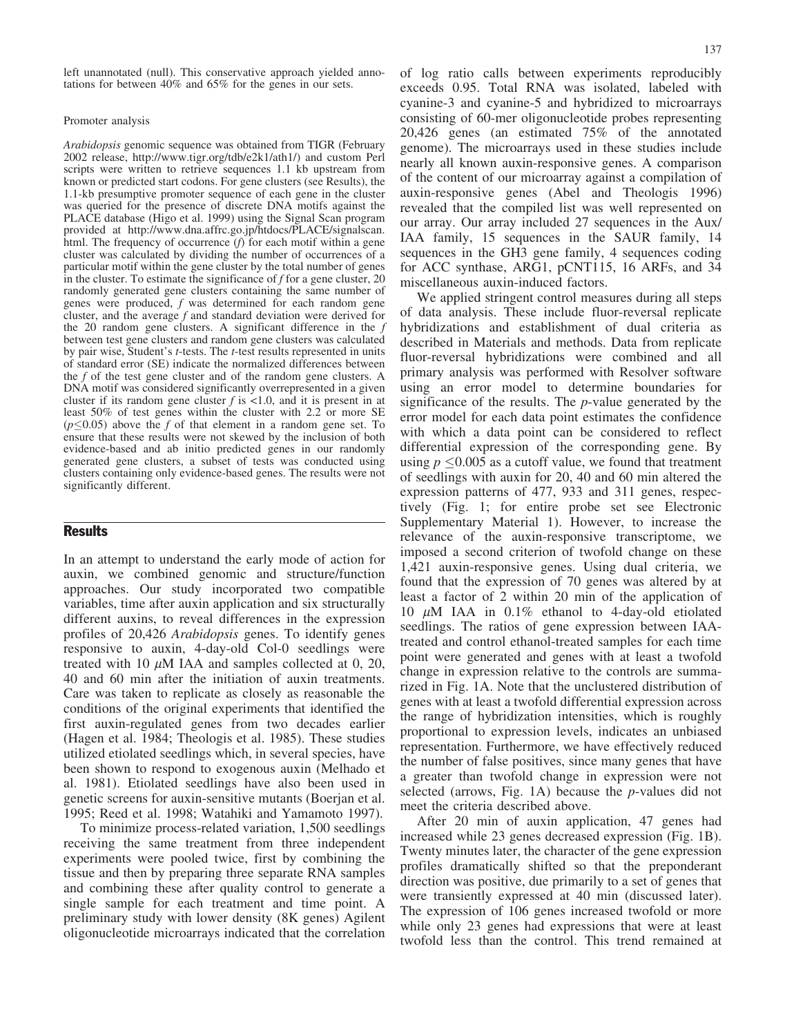left unannotated (null). This conservative approach yielded annotations for between 40% and 65% for the genes in our sets.

### Promoter analysis

*Arabidopsis* genomic sequence was obtained from TIGR (February 2002 release, http://www.tigr.org/tdb/e2k1/ath1/) and custom Perl scripts were written to retrieve sequences 1.1 kb upstream from known or predicted start codons. For gene clusters (see Results), the 1.1-kb presumptive promoter sequence of each gene in the cluster was queried for the presence of discrete DNA motifs against the PLACE database (Higo et al. 1999) using the Signal Scan program provided at http://www.dna.affrc.go.jp/htdocs/PLACE/signalscan.html. The frequency of occurrence ($f$) for each motif within a gene cluster was calculated by dividing the number of occurrences of a particular motif within the gene cluster by the total number of genes in the cluster. To estimate the significance of $f$ for a gene cluster, 20 randomly generated gene clusters containing the same number of genes were produced, $f$ was determined for each random gene cluster, and the average $f$ and standard deviation were derived for the 20 random gene clusters. A significant difference in the $f$ between test gene clusters and random gene clusters was calculated by pair wise, Student's $t$-tests. The $t$-test results represented in units of standard error (SE) indicate the normalized differences between the $f$ of the test gene cluster and of the random gene clusters. A DNA motif was considered significantly overrepresented in a given cluster if its random gene cluster $f$ is <1.0, and it is present in at least 50% of test genes within the cluster with 2.2 or more SE ($p \leq 0.05$) above the $f$ of that element in a random gene set. To ensure that these results were not skewed by the inclusion of both evidence-based and ab initio predicted genes in our randomly generated gene clusters, a subset of tests was conducted using clusters containing only evidence-based genes. The results were not significantly different.

## Results

In an attempt to understand the early mode of action for auxin, we combined genomic and structure/function approaches. Our study incorporated two compatible variables, time after auxin application and six structurally different auxins, to reveal differences in the expression profiles of 20,426 *Arabidopsis* genes. To identify genes responsive to auxin, 4-day-old Col-0 seedlings were treated with 10 $\mu$M IAA and samples collected at 0, 20, 40 and 60 min after the initiation of auxin treatments. Care was taken to replicate as closely as reasonable the conditions of the original experiments that identified the first auxin-regulated genes from two decades earlier (Hagen et al. 1984; Theologis et al. 1985). These studies utilized etiolated seedlings which, in several species, have been shown to respond to exogenous auxin (Melhado et al. 1981). Etiolated seedlings have also been used in genetic screens for auxin-sensitive mutants (Boerjan et al. 1995; Reed et al. 1998; Watahiki and Yamamoto 1997).

To minimize process-related variation, 1,500 seedlings receiving the same treatment from three independent experiments were pooled twice, first by combining the tissue and then by preparing three separate RNA samples and combining these after quality control to generate a single sample for each treatment and time point. A preliminary study with lower density (8K genes) Agilent oligonucleotide microarrays indicated that the correlation of log ratio calls between experiments reproducibly exceeds 0.95. Total RNA was isolated, labeled with cyanine-3 and cyanine-5 and hybridized to microarrays consisting of 60-mer oligonucleotide probes representing 20,426 genes (an estimated 75% of the annotated genome). The microarrays used in these studies include nearly all known auxin-responsive genes. A comparison of the content of our microarray against a compilation of auxin-responsive genes (Abel and Theologis 1996) revealed that the compiled list was well represented on our array. Our array included 27 sequences in the Aux/IAA family, 15 sequences in the SAUR family, 14 sequences in the GH3 gene family, 4 sequences coding for ACC synthase, ARG1, pCNT115, 16 ARFs, and 34 miscellaneous auxin-induced factors.

We applied stringent control measures during all steps of data analysis. These include fluor-reversal replicate hybridizations and establishment of dual criteria as described in Materials and methods. Data from replicate fluor-reversal hybridizations were combined and all primary analysis was performed with Resolver software using an error model to determine boundaries for significance of the results. The $p$-value generated by the error model for each data point estimates the confidence with which a data point can be considered to reflect differential expression of the corresponding gene. By using $p \leq 0.005$ as a cutoff value, we found that treatment of seedlings with auxin for 20, 40 and 60 min altered the expression patterns of 477, 933 and 311 genes, respectively (Fig. 1; for entire probe set see Electronic Supplementary Material 1). However, to increase the relevance of the auxin-responsive transcriptome, we imposed a second criterion of twofold change on these 1,421 auxin-responsive genes. Using dual criteria, we found that the expression of 70 genes was altered by at least a factor of 2 within 20 min of the application of 10 $\mu$M IAA in 0.1% ethanol to 4-day-old etiolated seedlings. The ratios of gene expression between IAA-treated and control ethanol-treated samples for each time point were generated and genes with at least a twofold change in expression relative to the controls are summarized in Fig. 1A. Note that the unclustered distribution of genes with at least a twofold differential expression across the range of hybridization intensities, which is roughly proportional to expression levels, indicates an unbiased representation. Furthermore, we have effectively reduced the number of false positives, since many genes that have a greater than twofold change in expression were not selected (arrows, Fig. 1A) because the $p$-values did not meet the criteria described above.

After 20 min of auxin application, 47 genes had increased while 23 genes decreased expression (Fig. 1B). Twenty minutes later, the character of the gene expression profiles dramatically shifted so that the preponderant direction was positive, due primarily to a set of genes that were transiently expressed at 40 min (discussed later). The expression of 106 genes increased twofold or more while only 23 genes had expressions that were at least twofold less than the control. This trend remained at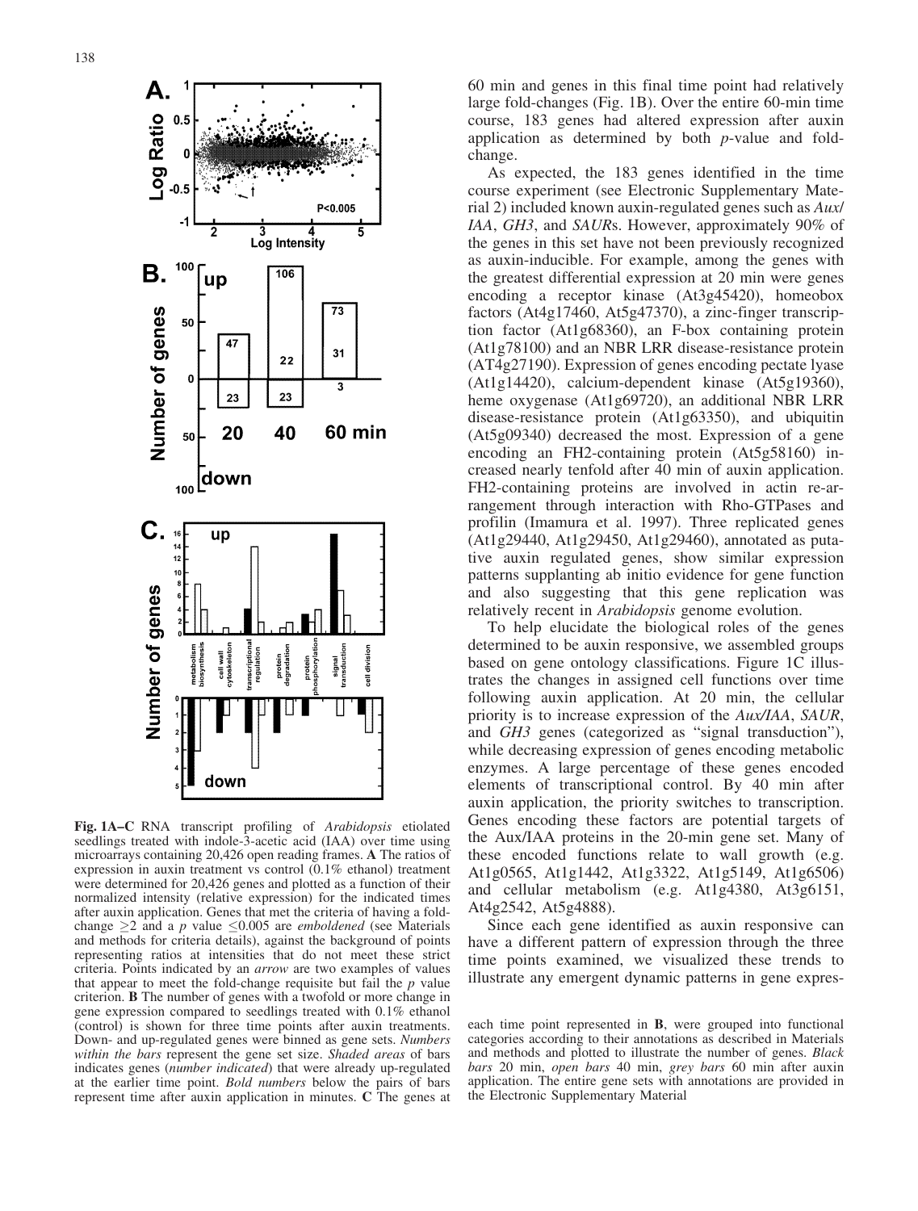60 min and genes in this final time point had relatively large fold-changes (Fig. 1B). Over the entire 60-min time course, 183 genes had altered expression after auxin application as determined by both *p*-value and fold-change.

As expected, the 183 genes identified in the time course experiment (see Electronic Supplementary Material 2) included known auxin-regulated genes such as *Aux/IAA*, *GH3*, and *SAUR*s. However, approximately 90% of the genes in this set have not been previously recognized as auxin-inducible. For example, among the genes with the greatest differential expression at 20 min were genes encoding a receptor kinase (At3g45420), homeobox factors (At4g17460, At5g47370), a zinc-finger transcription factor (At1g68360), an F-box containing protein (At1g78100) and an NBR LRR disease-resistance protein (AT4g27190). Expression of genes encoding pectate lyase (At1g14420), calcium-dependent kinase (At5g19360), heme oxygenase (At1g69720), an additional NBR LRR disease-resistance protein (At1g63350), and ubiquitin (At5g09340) decreased the most. Expression of a gene encoding an FH2-containing protein (At5g58160) increased nearly tenfold after 40 min of auxin application. FH2-containing proteins are involved in actin re-arrangement through interaction with Rho-GTPases and profilin (Imamura et al. 1997). Three replicated genes (At1g29440, At1g29450, At1g29460), annotated as putative auxin regulated genes, show similar expression patterns supplanting ab initio evidence for gene function and also suggesting that this gene replication was relatively recent in *Arabidopsis* genome evolution.

To help elucidate the biological roles of the genes determined to be auxin responsive, we assembled groups based on gene ontology classifications. Figure 1C illustrates the changes in assigned cell functions over time following auxin application. At 20 min, the cellular priority is to increase expression of the *Aux/IAA*, *SAUR*, and *GH3* genes (categorized as "signal transduction"), while decreasing expression of genes encoding metabolic enzymes. A large percentage of these genes encoded elements of transcriptional control. By 40 min after auxin application, the priority switches to transcription. Genes encoding these factors are potential targets of the Aux/IAA proteins in the 20-min gene set. Many of these encoded functions relate to wall growth (e.g. At1g0565, At1g1442, At1g3322, At1g5149, At1g6506) and cellular metabolism (e.g. At1g4380, At3g6151, At4g2542, At5g4888).

Since each gene identified as auxin responsive can have a different pattern of expression through the three time points examined, we visualized these trends to illustrate any emergent dynamic patterns in gene expres-

**Fig. 1A–C** RNA transcript profiling of *Arabidopsis* etiolated seedlings treated with indole-3-acetic acid (IAA) over time using microarrays containing 20,426 open reading frames. **A** The ratios of expression in auxin treatment vs control (0.1% ethanol) treatment were determined for 20,426 genes and plotted as a function of their normalized intensity (relative expression) for the indicated times after auxin application. Genes that met the criteria of having a fold-change ≥2 and a *p* value ≤0.005 are *emboldened* (see Materials and methods for criteria details), against the background of points representing ratios at intensities that do not meet these strict criteria. Points indicated by an *arrow* are two examples of values that appear to meet the fold-change requisite but fail the *p* value criterion. **B** The number of genes with a twofold or more change in gene expression compared to seedlings treated with 0.1% ethanol (control) is shown for three time points after auxin treatments. Down- and up-regulated genes were binned as gene sets. *Numbers within the bars* represent the gene set size. *Shaded areas* of bars indicates genes (*number indicated*) that were already up-regulated at the earlier time point. *Bold numbers* below the pairs of bars represent time after auxin application in minutes. **C** The genes at each time point represented in **B**, were grouped into functional categories according to their annotations as described in Materials and methods and plotted to illustrate the number of genes. *Black bars* 20 min, *open bars* 40 min, *grey bars* 60 min after auxin application. The entire gene sets with annotations are provided in the Electronic Supplementary Material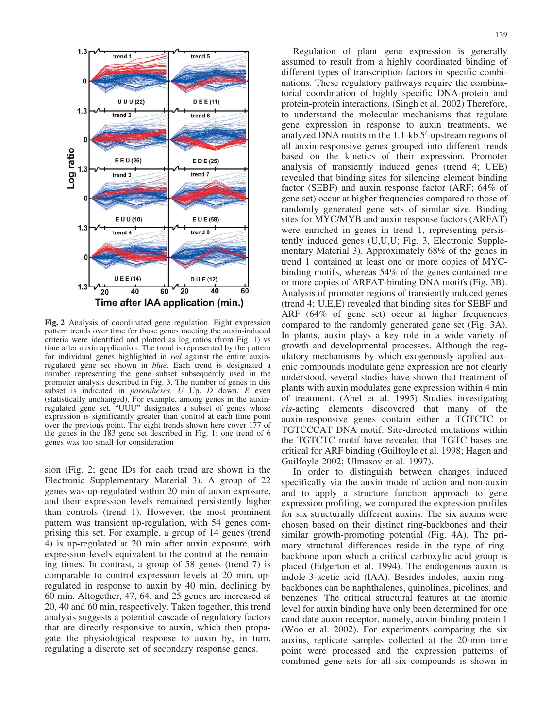**Fig. 2** Analysis of coordinated gene regulation. Eight expression pattern trends over time for those genes meeting the auxin-induced criteria were identified and plotted as log ratios (from Fig. 1) vs time after auxin application. The trend is represented by the pattern for individual genes highlighted in *red* against the entire auxin-regulated gene set shown in *blue*. Each trend is designated a number representing the gene subset subsequently used in the promoter analysis described in Fig. 3. The number of genes in this subset is indicated in *parentheses*. *U* Up, *D* down, *E* even (statistically unchanged). For example, among genes in the auxin-regulated gene set, "UUU" designates a subset of genes whose expression is significantly greater than control at each time point over the previous point. The eight trends shown here cover 177 of the genes in the 183 gene set described in Fig. 1; one trend of 6 genes was too small for consideration

sion (Fig. 2; gene IDs for each trend are shown in the Electronic Supplementary Material 3). A group of 22 genes was up-regulated within 20 min of auxin exposure, and their expression levels remained persistently higher than controls (trend 1). However, the most prominent pattern was transient up-regulation, with 54 genes comprising this set. For example, a group of 14 genes (trend 4) is up-regulated at 20 min after auxin exposure, with expression levels equivalent to the control at the remaining times. In contrast, a group of 58 genes (trend 7) is comparable to control expression levels at 20 min, up-regulated in response to auxin by 40 min, declining by 60 min. Altogether, 47, 64, and 25 genes are increased at 20, 40 and 60 min, respectively. Taken together, this trend analysis suggests a potential cascade of regulatory factors that are directly responsive to auxin, which then propagate the physiological response to auxin by, in turn, regulating a discrete set of secondary response genes.

Regulation of plant gene expression is generally assumed to result from a highly coordinated binding of different types of transcription factors in specific combinations. These regulatory pathways require the combinatorial coordination of highly specific DNA-protein and protein-protein interactions. (Singh et al. 2002) Therefore, to understand the molecular mechanisms that regulate gene expression in response to auxin treatments, we analyzed DNA motifs in the 1.1-kb 5′-upstream regions of all auxin-responsive genes grouped into different trends based on the kinetics of their expression. Promoter analysis of transiently induced genes (trend 4; UEE) revealed that binding sites for silencing element binding factor (SEBF) and auxin response factor (ARF; 64% of gene set) occur at higher frequencies compared to those of randomly generated gene sets of similar size. Binding sites for MYC/MYB and auxin response factors (ARFAT) were enriched in genes in trend 1, representing persistently induced genes (U,U,U; Fig. 3, Electronic Supplementary Material 3). Approximately 68% of the genes in trend 1 contained at least one or more copies of MYC-binding motifs, whereas 54% of the genes contained one or more copies of ARFAT-binding DNA motifs (Fig. 3B). Analysis of promoter regions of transiently induced genes (trend 4; U,E,E) revealed that binding sites for SEBF and ARF (64% of gene set) occur at higher frequencies compared to the randomly generated gene set (Fig. 3A). In plants, auxin plays a key role in a wide variety of growth and developmental processes. Although the regulatory mechanisms by which exogenously applied auxenic compounds modulate gene expression are not clearly understood, several studies have shown that treatment of plants with auxin modulates gene expression within 4 min of treatment. (Abel et al. 1995) Studies investigating *cis*-acting elements discovered that many of the auxin-responsive genes contain either a TGTCTC or TGTCCCAT DNA motif. Site-directed mutations within the TGTCTC motif have revealed that TGTC bases are critical for ARF binding (Guilfoyle et al. 1998; Hagen and Guilfoyle 2002; Ulmasov et al. 1997).

In order to distinguish between changes induced specifically via the auxin mode of action and non-auxin and to apply a structure function approach to gene expression profiling, we compared the expression profiles for six structurally different auxins. The six auxins were chosen based on their distinct ring-backbones and their similar growth-promoting potential (Fig. 4A). The primary structural differences reside in the type of ring-backbone upon which a critical carboxylic acid group is placed (Edgerton et al. 1994). The endogenous auxin is indole-3-acetic acid (IAA). Besides indoles, auxin ring-backbones can be naphthalenes, quinolines, picolines, and benzenes. The critical structural features at the atomic level for auxin binding have only been determined for one candidate auxin receptor, namely, auxin-binding protein 1 (Woo et al. 2002). For experiments comparing the six auxins, replicate samples collected at the 20-min time point were processed and the expression patterns of combined gene sets for all six compounds is shown in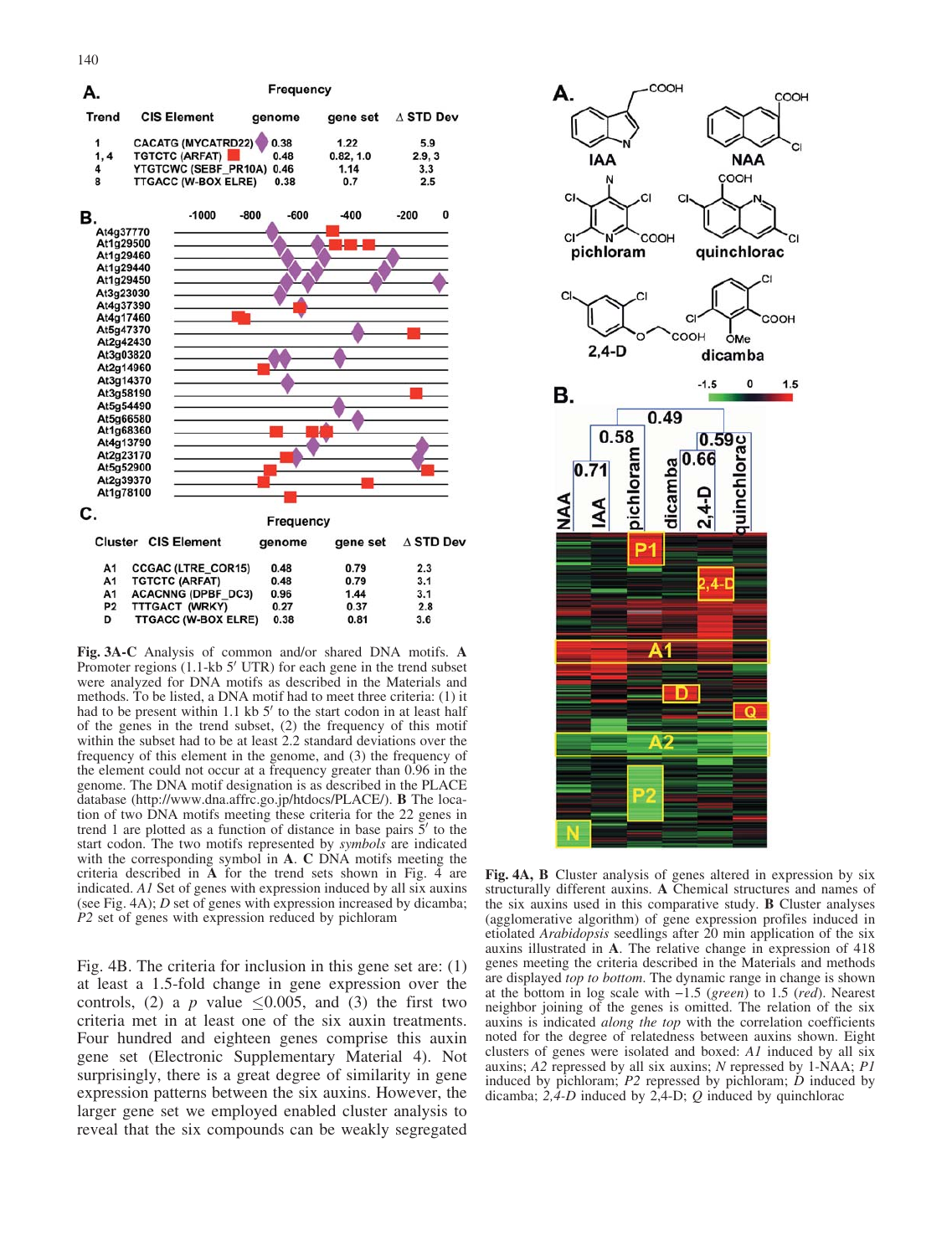**A.**

| Trend | CIS Element | Frequency genome | Frequency gene set | Δ STD Dev |
|---|---|---|---|---|
| 1 | CACATG (MYCATRD22) | 0.38 | 1.22 | 5.9 |
| 1, 4 | TGTCTC (ARFAT) | 0.48 | 0.82, 1.0 | 2.9, 3 |
| 4 | YTGTCWC (SEBF_PR10A) | 0.46 | 1.14 | 3.3 |
| 8 | TTGACC (W-BOX ELRE) | 0.38 | 0.7 | 2.5 |

**B.**

**C.**

| Cluster | CIS Element | Frequency genome | Frequency gene set | Δ STD Dev |
|---|---|---|---|---|
| A1 | CCGAC (LTRE_COR15) | 0.48 | 0.79 | 2.3 |
| A1 | TGTCTC (ARFAT) | 0.48 | 0.79 | 3.1 |
| A1 | ACACNNG (DPBF_DC3) | 0.96 | 1.44 | 3.1 |
| P2 | TTTGACT (WRKY) | 0.27 | 0.37 | 2.8 |
| D | TTGACC (W-BOX ELRE) | 0.38 | 0.81 | 3.6 |

**Fig. 3A-C** Analysis of common and/or shared DNA motifs. **A** Promoter regions (1.1-kb 5′ UTR) for each gene in the trend subset were analyzed for DNA motifs as described in the Materials and methods. To be listed, a DNA motif had to meet three criteria: (1) it had to be present within 1.1 kb 5′ to the start codon in at least half of the genes in the trend subset, (2) the frequency of this motif within the subset had to be at least 2.2 standard deviations over the frequency of this element in the genome, and (3) the frequency of the element could not occur at a frequency greater than 0.96 in the genome. The DNA motif designation is as described in the PLACE database (http://www.dna.affrc.go.jp/htdocs/PLACE/). **B** The location of two DNA motifs meeting these criteria for the 22 genes in trend 1 are plotted as a function of distance in base pairs 5′ to the start codon. The two motifs represented by *symbols* are indicated with the corresponding symbol in **A**. **C** DNA motifs meeting the criteria described in **A** for the trend sets shown in Fig. 4 are indicated. *A1* Set of genes with expression induced by all six auxins (see Fig. 4A); *D* set of genes with expression increased by dicamba; *P2* set of genes with expression reduced by pichloram

Fig. 4B. The criteria for inclusion in this gene set are: (1) at least a 1.5-fold change in gene expression over the controls, (2) a $p$ value $\leq 0.005$, and (3) the first two criteria met in at least one of the six auxin treatments. Four hundred and eighteen genes comprise this auxin gene set (Electronic Supplementary Material 4). Not surprisingly, there is a great degree of similarity in gene expression patterns between the six auxins. However, the larger gene set we employed enabled cluster analysis to reveal that the six compounds can be weakly segregated

**Fig. 4A, B** Cluster analysis of genes altered in expression by six structurally different auxins. **A** Chemical structures and names of the six auxins used in this comparative study. **B** Cluster analyses (agglomerative algorithm) of gene expression profiles induced in etiolated *Arabidopsis* seedlings after 20 min application of the six auxins illustrated in **A**. The relative change in expression of 418 genes meeting the criteria described in the Materials and methods are displayed *top to bottom*. The dynamic range in change is shown at the bottom in log scale with −1.5 (*green*) to 1.5 (*red*). Nearest neighbor joining of the genes is omitted. The relation of the six auxins is indicated *along the top* with the correlation coefficients noted for the degree of relatedness between auxins shown. Eight clusters of genes were isolated and boxed: *A1* induced by all six auxins; *A2* repressed by all six auxins; *N* repressed by 1-NAA; *P1* induced by pichloram; *P2* repressed by pichloram; *D* induced by dicamba; *2,4-D* induced by 2,4-D; *Q* induced by quinchlorac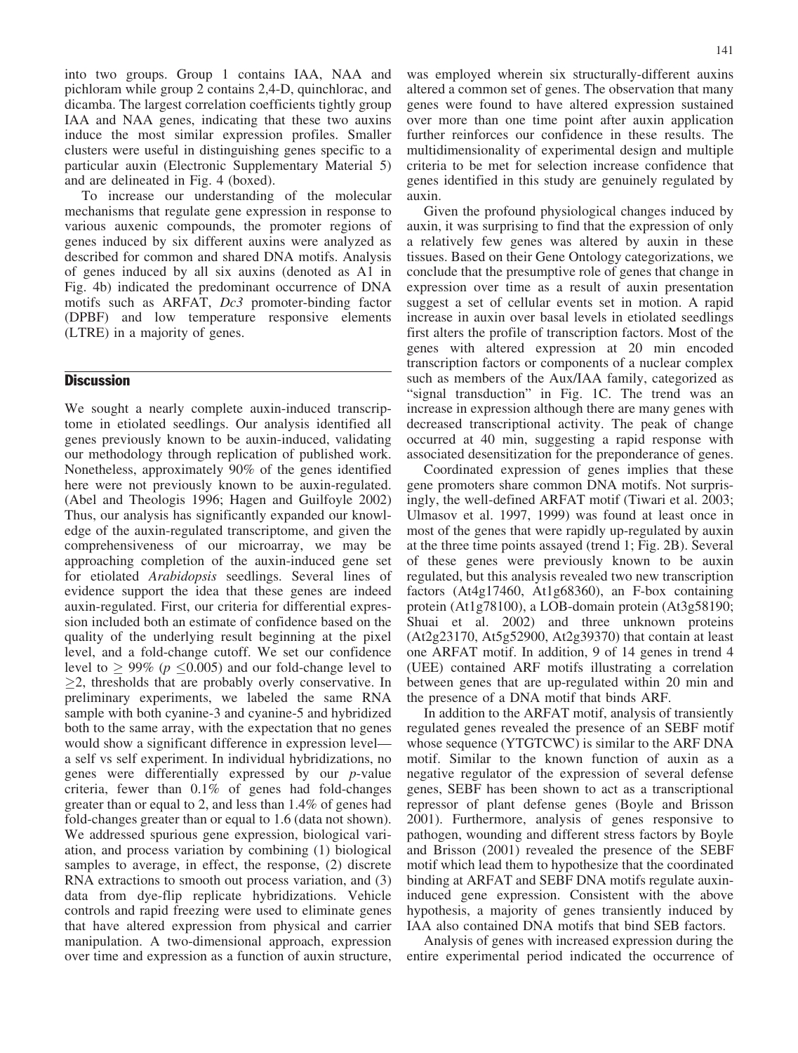into two groups. Group 1 contains IAA, NAA and pichloram while group 2 contains 2,4-D, quinchlorac, and dicamba. The largest correlation coefficients tightly group IAA and NAA genes, indicating that these two auxins induce the most similar expression profiles. Smaller clusters were useful in distinguishing genes specific to a particular auxin (Electronic Supplementary Material 5) and are delineated in Fig. 4 (boxed).

To increase our understanding of the molecular mechanisms that regulate gene expression in response to various auxenic compounds, the promoter regions of genes induced by six different auxins were analyzed as described for common and shared DNA motifs. Analysis of genes induced by all six auxins (denoted as A1 in Fig. 4b) indicated the predominant occurrence of DNA motifs such as ARFAT, *Dc3* promoter-binding factor (DPBF) and low temperature responsive elements (LTRE) in a majority of genes.

## Discussion

We sought a nearly complete auxin-induced transcriptome in etiolated seedlings. Our analysis identified all genes previously known to be auxin-induced, validating our methodology through replication of published work. Nonetheless, approximately 90% of the genes identified here were not previously known to be auxin-regulated. (Abel and Theologis 1996; Hagen and Guilfoyle 2002) Thus, our analysis has significantly expanded our knowledge of the auxin-regulated transcriptome, and given the comprehensiveness of our microarray, we may be approaching completion of the auxin-induced gene set for etiolated *Arabidopsis* seedlings. Several lines of evidence support the idea that these genes are indeed auxin-regulated. First, our criteria for differential expression included both an estimate of confidence based on the quality of the underlying result beginning at the pixel level, and a fold-change cutoff. We set our confidence level to $\geq$ 99% ($p \leq 0.005$) and our fold-change level to $\geq 2$, thresholds that are probably overly conservative. In preliminary experiments, we labeled the same RNA sample with both cyanine-3 and cyanine-5 and hybridized both to the same array, with the expectation that no genes would show a significant difference in expression level—a self vs self experiment. In individual hybridizations, no genes were differentially expressed by our *p*-value criteria, fewer than 0.1% of genes had fold-changes greater than or equal to 2, and less than 1.4% of genes had fold-changes greater than or equal to 1.6 (data not shown). We addressed spurious gene expression, biological variation, and process variation by combining (1) biological samples to average, in effect, the response, (2) discrete RNA extractions to smooth out process variation, and (3) data from dye-flip replicate hybridizations. Vehicle controls and rapid freezing were used to eliminate genes that have altered expression from physical and carrier manipulation. A two-dimensional approach, expression over time and expression as a function of auxin structure, was employed wherein six structurally-different auxins altered a common set of genes. The observation that many genes were found to have altered expression sustained over more than one time point after auxin application further reinforces our confidence in these results. The multidimensionality of experimental design and multiple criteria to be met for selection increase confidence that genes identified in this study are genuinely regulated by auxin.

Given the profound physiological changes induced by auxin, it was surprising to find that the expression of only a relatively few genes was altered by auxin in these tissues. Based on their Gene Ontology categorizations, we conclude that the presumptive role of genes that change in expression over time as a result of auxin presentation suggest a set of cellular events set in motion. A rapid increase in auxin over basal levels in etiolated seedlings first alters the profile of transcription factors. Most of the genes with altered expression at 20 min encoded transcription factors or components of a nuclear complex such as members of the Aux/IAA family, categorized as "signal transduction" in Fig. 1C. The trend was an increase in expression although there are many genes with decreased transcriptional activity. The peak of change occurred at 40 min, suggesting a rapid response with associated desensitization for the preponderance of genes.

Coordinated expression of genes implies that these gene promoters share common DNA motifs. Not surprisingly, the well-defined ARFAT motif (Tiwari et al. 2003; Ulmasov et al. 1997, 1999) was found at least once in most of the genes that were rapidly up-regulated by auxin at the three time points assayed (trend 1; Fig. 2B). Several of these genes were previously known to be auxin regulated, but this analysis revealed two new transcription factors (At4g17460, At1g68360), an F-box containing protein (At1g78100), a LOB-domain protein (At3g58190; Shuai et al. 2002) and three unknown proteins (At2g23170, At5g52900, At2g39370) that contain at least one ARFAT motif. In addition, 9 of 14 genes in trend 4 (UEE) contained ARF motifs illustrating a correlation between genes that are up-regulated within 20 min and the presence of a DNA motif that binds ARF.

In addition to the ARFAT motif, analysis of transiently regulated genes revealed the presence of an SEBF motif whose sequence (YTGTCWC) is similar to the ARF DNA motif. Similar to the known function of auxin as a negative regulator of the expression of several defense genes, SEBF has been shown to act as a transcriptional repressor of plant defense genes (Boyle and Brisson 2001). Furthermore, analysis of genes responsive to pathogen, wounding and different stress factors by Boyle and Brisson (2001) revealed the presence of the SEBF motif which lead them to hypothesize that the coordinated binding at ARFAT and SEBF DNA motifs regulate auxin-induced gene expression. Consistent with the above hypothesis, a majority of genes transiently induced by IAA also contained DNA motifs that bind SEB factors.

Analysis of genes with increased expression during the entire experimental period indicated the occurrence of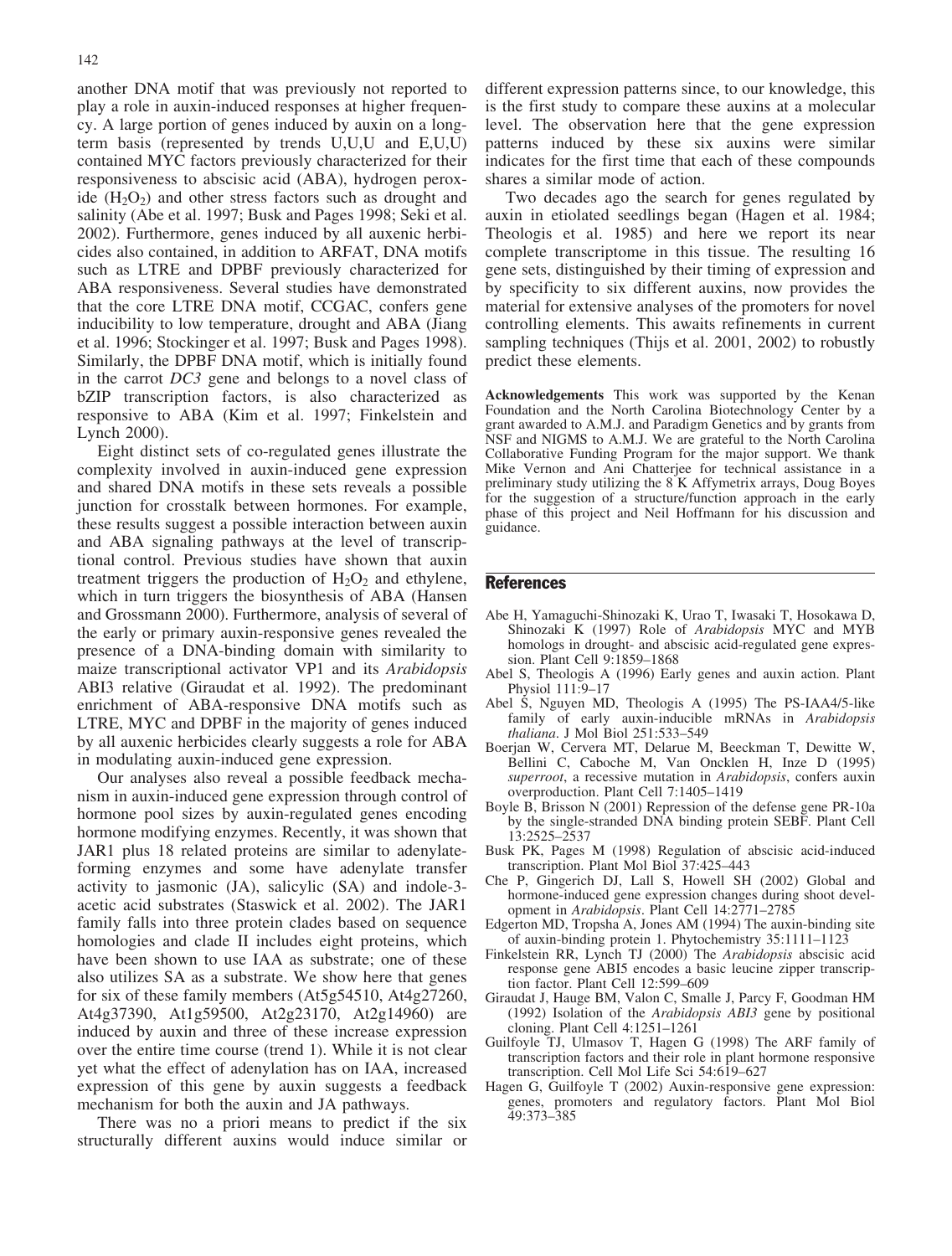another DNA motif that was previously not reported to play a role in auxin-induced responses at higher frequency. A large portion of genes induced by auxin on a long-term basis (represented by trends U,U,U and E,U,U) contained MYC factors previously characterized for their responsiveness to abscisic acid (ABA), hydrogen peroxide ($H_2O_2$) and other stress factors such as drought and salinity (Abe et al. 1997; Busk and Pages 1998; Seki et al. 2002). Furthermore, genes induced by all auxenic herbicides also contained, in addition to ARFAT, DNA motifs such as LTRE and DPBF previously characterized for ABA responsiveness. Several studies have demonstrated that the core LTRE DNA motif, CCGAC, confers gene inducibility to low temperature, drought and ABA (Jiang et al. 1996; Stockinger et al. 1997; Busk and Pages 1998). Similarly, the DPBF DNA motif, which is initially found in the carrot *DC3* gene and belongs to a novel class of bZIP transcription factors, is also characterized as responsive to ABA (Kim et al. 1997; Finkelstein and Lynch 2000).

Eight distinct sets of co-regulated genes illustrate the complexity involved in auxin-induced gene expression and shared DNA motifs in these sets reveals a possible junction for crosstalk between hormones. For example, these results suggest a possible interaction between auxin and ABA signaling pathways at the level of transcriptional control. Previous studies have shown that auxin treatment triggers the production of $H_2O_2$ and ethylene, which in turn triggers the biosynthesis of ABA (Hansen and Grossmann 2000). Furthermore, analysis of several of the early or primary auxin-responsive genes revealed the presence of a DNA-binding domain with similarity to maize transcriptional activator VP1 and its *Arabidopsis* ABI3 relative (Giraudat et al. 1992). The predominant enrichment of ABA-responsive DNA motifs such as LTRE, MYC and DPBF in the majority of genes induced by all auxenic herbicides clearly suggests a role for ABA in modulating auxin-induced gene expression.

Our analyses also reveal a possible feedback mechanism in auxin-induced gene expression through control of hormone pool sizes by auxin-regulated genes encoding hormone modifying enzymes. Recently, it was shown that JAR1 plus 18 related proteins are similar to adenylate-forming enzymes and some have adenylate transfer activity to jasmonic (JA), salicylic (SA) and indole-3-acetic acid substrates (Staswick et al. 2002). The JAR1 family falls into three protein clades based on sequence homologies and clade II includes eight proteins, which have been shown to use IAA as substrate; one of these also utilizes SA as a substrate. We show here that genes for six of these family members (At5g54510, At4g27260, At4g37390, At1g59500, At2g23170, At2g14960) are induced by auxin and three of these increase expression over the entire time course (trend 1). While it is not clear yet what the effect of adenylation has on IAA, increased expression of this gene by auxin suggests a feedback mechanism for both the auxin and JA pathways.

There was no a priori means to predict if the six structurally different auxins would induce similar or different expression patterns since, to our knowledge, this is the first study to compare these auxins at a molecular level. The observation here that the gene expression patterns induced by these six auxins were similar indicates for the first time that each of these compounds shares a similar mode of action.

Two decades ago the search for genes regulated by auxin in etiolated seedlings began (Hagen et al. 1984; Theologis et al. 1985) and here we report its near complete transcriptome in this tissue. The resulting 16 gene sets, distinguished by their timing of expression and by specificity to six different auxins, now provides the material for extensive analyses of the promoters for novel controlling elements. This awaits refinements in current sampling techniques (Thijs et al. 2001, 2002) to robustly predict these elements.

**Acknowledgements** This work was supported by the Kenan Foundation and the North Carolina Biotechnology Center by a grant awarded to A.M.J. and Paradigm Genetics and by grants from NSF and NIGMS to A.M.J. We are grateful to the North Carolina Collaborative Funding Program for the major support. We thank Mike Vernon and Ani Chatterjee for technical assistance in a preliminary study utilizing the 8 K Affymetrix arrays, Doug Boyes for the suggestion of a structure/function approach in the early phase of this project and Neil Hoffmann for his discussion and guidance.

## References

- Abe H, Yamaguchi-Shinozaki K, Urao T, Iwasaki T, Hosokawa D, Shinozaki K (1997) Role of *Arabidopsis* MYC and MYB homologs in drought- and abscisic acid-regulated gene expression. Plant Cell 9:1859–1868
- Abel S, Theologis A (1996) Early genes and auxin action. Plant Physiol 111:9–17
- Abel S, Nguyen MD, Theologis A (1995) The PS-IAA4/5-like family of early auxin-inducible mRNAs in *Arabidopsis thaliana*. J Mol Biol 251:533–549
- Boerjan W, Cervera MT, Delarue M, Beeckman T, Dewitte W, Bellini C, Caboche M, Van Oncklen H, Inze D (1995) *superroot*, a recessive mutation in *Arabidopsis*, confers auxin overproduction. Plant Cell 7:1405–1419
- Boyle B, Brisson N (2001) Repression of the defense gene PR-10a by the single-stranded DNA binding protein SEBF. Plant Cell 13:2525–2537
- Busk PK, Pages M (1998) Regulation of abscisic acid-induced transcription. Plant Mol Biol 37:425–443
- Che P, Gingerich DJ, Lall S, Howell SH (2002) Global and hormone-induced gene expression changes during shoot development in *Arabidopsis*. Plant Cell 14:2771–2785
- Edgerton MD, Tropsha A, Jones AM (1994) The auxin-binding site of auxin-binding protein 1. Phytochemistry 35:1111–1123
- Finkelstein RR, Lynch TJ (2000) The *Arabidopsis* abscisic acid response gene ABI5 encodes a basic leucine zipper transcription factor. Plant Cell 12:599–609
- Giraudat J, Hauge BM, Valon C, Smalle J, Parcy F, Goodman HM (1992) Isolation of the *Arabidopsis ABI3* gene by positional cloning. Plant Cell 4:1251–1261
- Guilfoyle TJ, Ulmasov T, Hagen G (1998) The ARF family of transcription factors and their role in plant hormone responsive transcription. Cell Mol Life Sci 54:619–627
- Hagen G, Guilfoyle T (2002) Auxin-responsive gene expression: genes, promoters and regulatory factors. Plant Mol Biol 49:373–385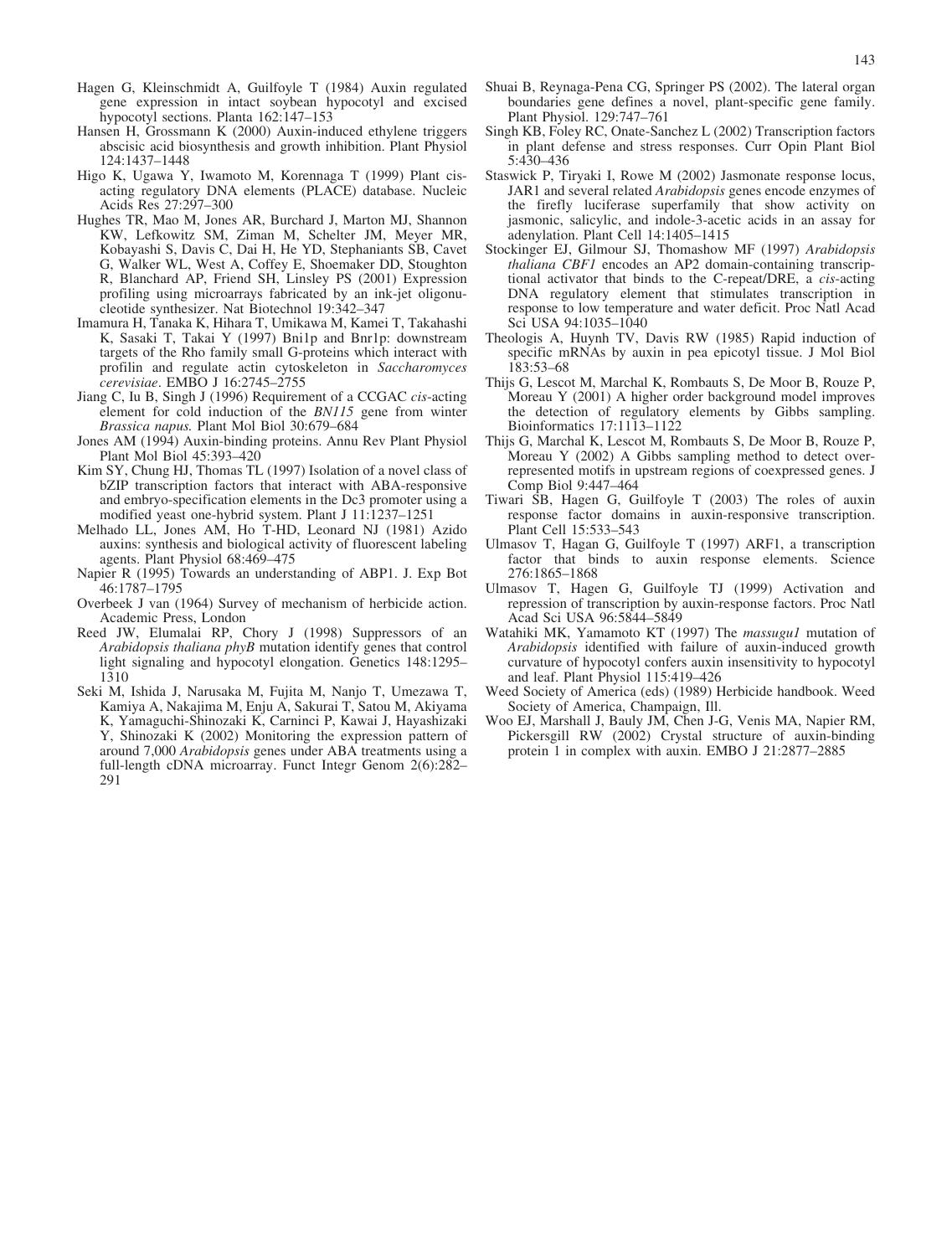Hagen G, Kleinschmidt A, Guilfoyle T (1984) Auxin regulated gene expression in intact soybean hypocotyl and excised hypocotyl sections. Planta 162:147–153

Hansen H, Grossmann K (2000) Auxin-induced ethylene triggers abscisic acid biosynthesis and growth inhibition. Plant Physiol 124:1437–1448

Higo K, Ugawa Y, Iwamoto M, Korennaga T (1999) Plant cis-acting regulatory DNA elements (PLACE) database. Nucleic Acids Res 27:297–300

Hughes TR, Mao M, Jones AR, Burchard J, Marton MJ, Shannon KW, Lefkowitz SM, Ziman M, Schelter JM, Meyer MR, Kobayashi S, Davis C, Dai H, He YD, Stephaniants SB, Cavet G, Walker WL, West A, Coffey E, Shoemaker DD, Stoughton R, Blanchard AP, Friend SH, Linsley PS (2001) Expression profiling using microarrays fabricated by an ink-jet oligonucleotide synthesizer. Nat Biotechnol 19:342–347

Imamura H, Tanaka K, Hihara T, Umikawa M, Kamei T, Takahashi K, Sasaki T, Takai Y (1997) Bni1p and Bnr1p: downstream targets of the Rho family small G-proteins which interact with profilin and regulate actin cytoskeleton in *Saccharomyces cerevisiae*. EMBO J 16:2745–2755

Jiang C, Iu B, Singh J (1996) Requirement of a CCGAC *cis*-acting element for cold induction of the *BN115* gene from winter *Brassica napus.* Plant Mol Biol 30:679–684

Jones AM (1994) Auxin-binding proteins. Annu Rev Plant Physiol Plant Mol Biol 45:393–420

Kim SY, Chung HJ, Thomas TL (1997) Isolation of a novel class of bZIP transcription factors that interact with ABA-responsive and embryo-specification elements in the Dc3 promoter using a modified yeast one-hybrid system. Plant J 11:1237–1251

Melhado LL, Jones AM, Ho T-HD, Leonard NJ (1981) Azido auxins: synthesis and biological activity of fluorescent labeling agents. Plant Physiol 68:469–475

Napier R (1995) Towards an understanding of ABP1. J. Exp Bot 46:1787–1795

Overbeek J van (1964) Survey of mechanism of herbicide action. Academic Press, London

Reed JW, Elumalai RP, Chory J (1998) Suppressors of an *Arabidopsis thaliana phyB* mutation identify genes that control light signaling and hypocotyl elongation. Genetics 148:1295–1310

Seki M, Ishida J, Narusaka M, Fujita M, Nanjo T, Umezawa T, Kamiya A, Nakajima M, Enju A, Sakurai T, Satou M, Akiyama K, Yamaguchi-Shinozaki K, Carninci P, Kawai J, Hayashizaki Y, Shinozaki K (2002) Monitoring the expression pattern of around 7,000 *Arabidopsis* genes under ABA treatments using a full-length cDNA microarray. Funct Integr Genom 2(6):282–291

Shuai B, Reynaga-Pena CG, Springer PS (2002). The lateral organ boundaries gene defines a novel, plant-specific gene family. Plant Physiol. 129:747–761

Singh KB, Foley RC, Onate-Sanchez L (2002) Transcription factors in plant defense and stress responses. Curr Opin Plant Biol 5:430–436

Staswick P, Tiryaki I, Rowe M (2002) Jasmonate response locus, JAR1 and several related *Arabidopsis* genes encode enzymes of the firefly luciferase superfamily that show activity on jasmonic, salicylic, and indole-3-acetic acids in an assay for adenylation. Plant Cell 14:1405–1415

Stockinger EJ, Gilmour SJ, Thomashow MF (1997) *Arabidopsis thaliana CBF1* encodes an AP2 domain-containing transcriptional activator that binds to the C-repeat/DRE, a *cis*-acting DNA regulatory element that stimulates transcription in response to low temperature and water deficit. Proc Natl Acad Sci USA 94:1035–1040

Theologis A, Huynh TV, Davis RW (1985) Rapid induction of specific mRNAs by auxin in pea epicotyl tissue. J Mol Biol 183:53–68

Thijs G, Lescot M, Marchal K, Rombauts S, De Moor B, Rouze P, Moreau Y (2001) A higher order background model improves the detection of regulatory elements by Gibbs sampling. Bioinformatics 17:1113–1122

Thijs G, Marchal K, Lescot M, Rombauts S, De Moor B, Rouze P, Moreau Y (2002) A Gibbs sampling method to detect over-represented motifs in upstream regions of coexpressed genes. J Comp Biol 9:447–464

Tiwari SB, Hagen G, Guilfoyle T (2003) The roles of auxin response factor domains in auxin-responsive transcription. Plant Cell 15:533–543

Ulmasov T, Hagan G, Guilfoyle T (1997) ARF1, a transcription factor that binds to auxin response elements. Science 276:1865–1868

Ulmasov T, Hagen G, Guilfoyle TJ (1999) Activation and repression of transcription by auxin-response factors. Proc Natl Acad Sci USA 96:5844–5849

Watahiki MK, Yamamoto KT (1997) The *massugu1* mutation of *Arabidopsis* identified with failure of auxin-induced growth curvature of hypocotyl confers auxin insensitivity to hypocotyl and leaf. Plant Physiol 115:419–426

Weed Society of America (eds) (1989) Herbicide handbook. Weed Society of America, Champaign, Ill.

Woo EJ, Marshall J, Bauly JM, Chen J-G, Venis MA, Napier RM, Pickersgill RW (2002) Crystal structure of auxin-binding protein 1 in complex with auxin. EMBO J 21:2877–2885